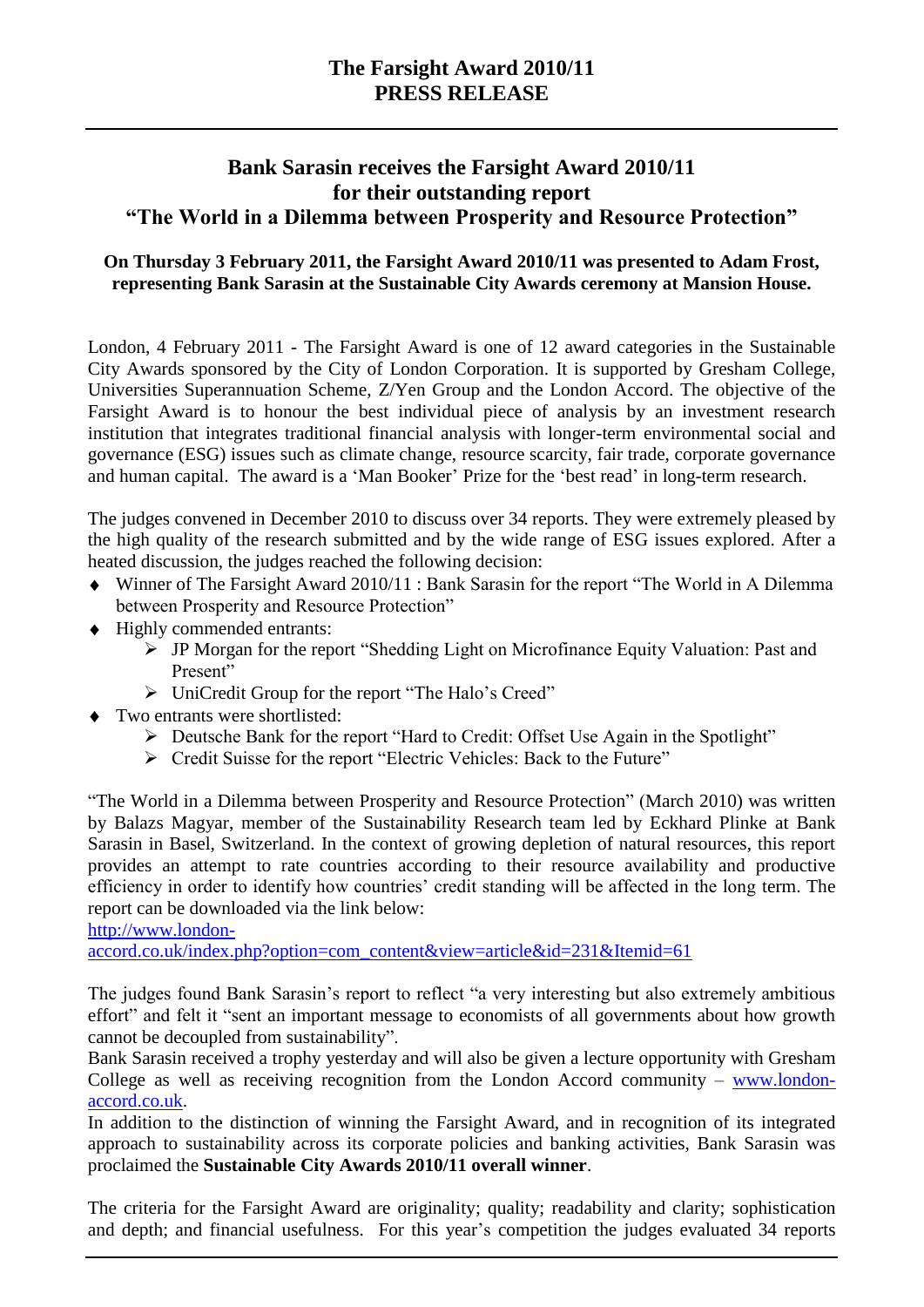# The Farsight Award 2010/11
# PRESS RELEASE

## Bank Sarasin receives the Farsight Award 2010/11 for their outstanding report "The World in a Dilemma between Prosperity and Resource Protection"

**On Thursday 3 February 2011, the Farsight Award 2010/11 was presented to Adam Frost, representing Bank Sarasin at the Sustainable City Awards ceremony at Mansion House.**

London, 4 February 2011 - The Farsight Award is one of 12 award categories in the Sustainable City Awards sponsored by the City of London Corporation. It is supported by Gresham College, Universities Superannuation Scheme, Z/Yen Group and the London Accord. The objective of the Farsight Award is to honour the best individual piece of analysis by an investment research institution that integrates traditional financial analysis with longer-term environmental social and governance (ESG) issues such as climate change, resource scarcity, fair trade, corporate governance and human capital. The award is a 'Man Booker' Prize for the 'best read' in long-term research.

The judges convened in December 2010 to discuss over 34 reports. They were extremely pleased by the high quality of the research submitted and by the wide range of ESG issues explored. After a heated discussion, the judges reached the following decision:

- Winner of The Farsight Award 2010/11 : Bank Sarasin for the report "The World in A Dilemma between Prosperity and Resource Protection"
- Highly commended entrants:
  - JP Morgan for the report "Shedding Light on Microfinance Equity Valuation: Past and Present"
  - UniCredit Group for the report "The Halo's Creed"
- Two entrants were shortlisted:
  - Deutsche Bank for the report "Hard to Credit: Offset Use Again in the Spotlight"
  - Credit Suisse for the report "Electric Vehicles: Back to the Future"

"The World in a Dilemma between Prosperity and Resource Protection" (March 2010) was written by Balazs Magyar, member of the Sustainability Research team led by Eckhard Plinke at Bank Sarasin in Basel, Switzerland. In the context of growing depletion of natural resources, this report provides an attempt to rate countries according to their resource availability and productive efficiency in order to identify how countries' credit standing will be affected in the long term. The report can be downloaded via the link below:
[http://www.london-accord.co.uk/index.php?option=com_content&view=article&id=231&Itemid=61](http://www.london-accord.co.uk/index.php?option=com_content&view=article&id=231&Itemid=61)

The judges found Bank Sarasin's report to reflect "a very interesting but also extremely ambitious effort" and felt it "sent an important message to economists of all governments about how growth cannot be decoupled from sustainability".

Bank Sarasin received a trophy yesterday and will also be given a lecture opportunity with Gresham College as well as receiving recognition from the London Accord community – [www.london-accord.co.uk](http://www.london-accord.co.uk).

In addition to the distinction of winning the Farsight Award, and in recognition of its integrated approach to sustainability across its corporate policies and banking activities, Bank Sarasin was proclaimed the **Sustainable City Awards 2010/11 overall winner**.

The criteria for the Farsight Award are originality; quality; readability and clarity; sophistication and depth; and financial usefulness. For this year's competition the judges evaluated 34 reports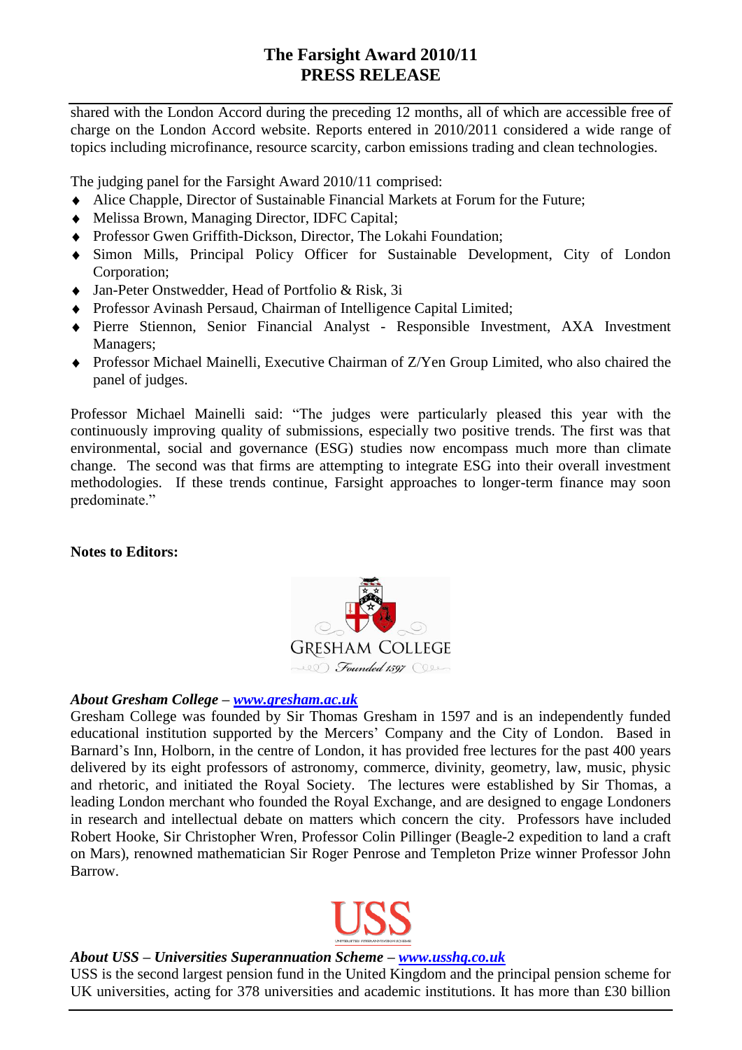shared with the London Accord during the preceding 12 months, all of which are accessible free of charge on the London Accord website. Reports entered in 2010/2011 considered a wide range of topics including microfinance, resource scarcity, carbon emissions trading and clean technologies.

The judging panel for the Farsight Award 2010/11 comprised:

- Alice Chapple, Director of Sustainable Financial Markets at Forum for the Future;
- Melissa Brown, Managing Director, IDFC Capital;
- Professor Gwen Griffith-Dickson, Director, The Lokahi Foundation;
- Simon Mills, Principal Policy Officer for Sustainable Development, City of London Corporation;
- Jan-Peter Onstwedder, Head of Portfolio & Risk, 3i
- Professor Avinash Persaud, Chairman of Intelligence Capital Limited;
- Pierre Stiennon, Senior Financial Analyst - Responsible Investment, AXA Investment Managers;
- Professor Michael Mainelli, Executive Chairman of Z/Yen Group Limited, who also chaired the panel of judges.

Professor Michael Mainelli said: "The judges were particularly pleased this year with the continuously improving quality of submissions, especially two positive trends. The first was that environmental, social and governance (ESG) studies now encompass much more than climate change. The second was that firms are attempting to integrate ESG into their overall investment methodologies. If these trends continue, Farsight approaches to longer-term finance may soon predominate."

**Notes to Editors:**

GRESHAM COLLEGE
Founded 1597

***About Gresham College – [www.gresham.ac.uk](http://www.gresham.ac.uk)***

Gresham College was founded by Sir Thomas Gresham in 1597 and is an independently funded educational institution supported by the Mercers' Company and the City of London. Based in Barnard's Inn, Holborn, in the centre of London, it has provided free lectures for the past 400 years delivered by its eight professors of astronomy, commerce, divinity, geometry, law, music, physic and rhetoric, and initiated the Royal Society. The lectures were established by Sir Thomas, a leading London merchant who founded the Royal Exchange, and are designed to engage Londoners in research and intellectual debate on matters which concern the city. Professors have included Robert Hooke, Sir Christopher Wren, Professor Colin Pillinger (Beagle-2 expedition to land a craft on Mars), renowned mathematician Sir Roger Penrose and Templeton Prize winner Professor John Barrow.

USS

***About USS – Universities Superannuation Scheme – [www.usshq.co.uk](http://www.usshq.co.uk)***

USS is the second largest pension fund in the United Kingdom and the principal pension scheme for UK universities, acting for 378 universities and academic institutions. It has more than £30 billion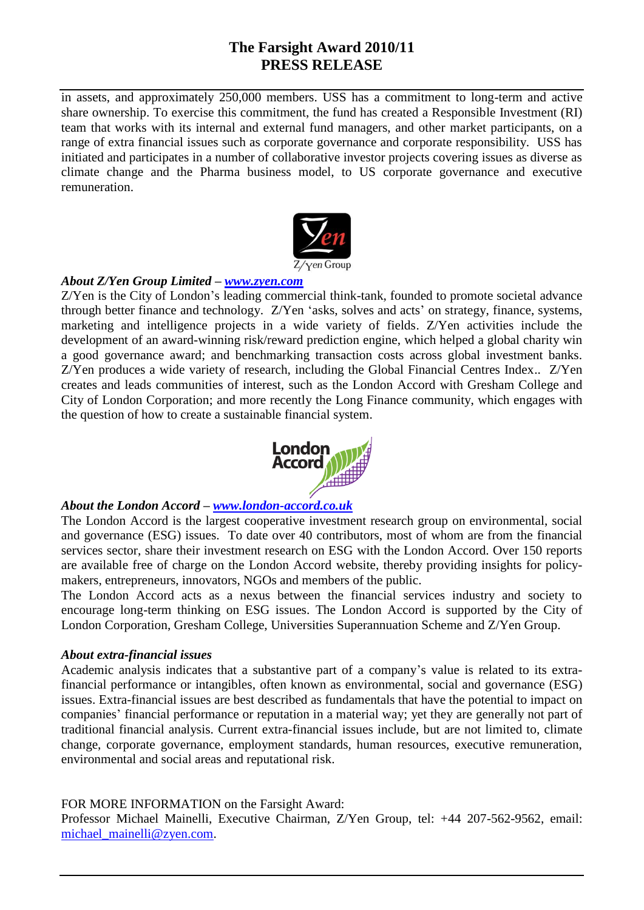in assets, and approximately 250,000 members. USS has a commitment to long-term and active share ownership. To exercise this commitment, the fund has created a Responsible Investment (RI) team that works with its internal and external fund managers, and other market participants, on a range of extra financial issues such as corporate governance and corporate responsibility. USS has initiated and participates in a number of collaborative investor projects covering issues as diverse as climate change and the Pharma business model, to US corporate governance and executive remuneration.

***About Z/Yen Group Limited – [www.zyen.com](http://www.zyen.com)***

Z/Yen is the City of London's leading commercial think-tank, founded to promote societal advance through better finance and technology. Z/Yen 'asks, solves and acts' on strategy, finance, systems, marketing and intelligence projects in a wide variety of fields. Z/Yen activities include the development of an award-winning risk/reward prediction engine, which helped a global charity win a good governance award; and benchmarking transaction costs across global investment banks. Z/Yen produces a wide variety of research, including the Global Financial Centres Index.. Z/Yen creates and leads communities of interest, such as the London Accord with Gresham College and City of London Corporation; and more recently the Long Finance community, which engages with the question of how to create a sustainable financial system.

***About the London Accord – [www.london-accord.co.uk](http://www.london-accord.co.uk)***

The London Accord is the largest cooperative investment research group on environmental, social and governance (ESG) issues. To date over 40 contributors, most of whom are from the financial services sector, share their investment research on ESG with the London Accord. Over 150 reports are available free of charge on the London Accord website, thereby providing insights for policy-makers, entrepreneurs, innovators, NGOs and members of the public.

The London Accord acts as a nexus between the financial services industry and society to encourage long-term thinking on ESG issues. The London Accord is supported by the City of London Corporation, Gresham College, Universities Superannuation Scheme and Z/Yen Group.

***About extra-financial issues***

Academic analysis indicates that a substantive part of a company's value is related to its extra-financial performance or intangibles, often known as environmental, social and governance (ESG) issues. Extra-financial issues are best described as fundamentals that have the potential to impact on companies' financial performance or reputation in a material way; yet they are generally not part of traditional financial analysis. Current extra-financial issues include, but are not limited to, climate change, corporate governance, employment standards, human resources, executive remuneration, environmental and social areas and reputational risk.

FOR MORE INFORMATION on the Farsight Award:
Professor Michael Mainelli, Executive Chairman, Z/Yen Group, tel: +44 207-562-9562, email: [michael_mainelli@zyen.com](mailto:michael_mainelli@zyen.com).